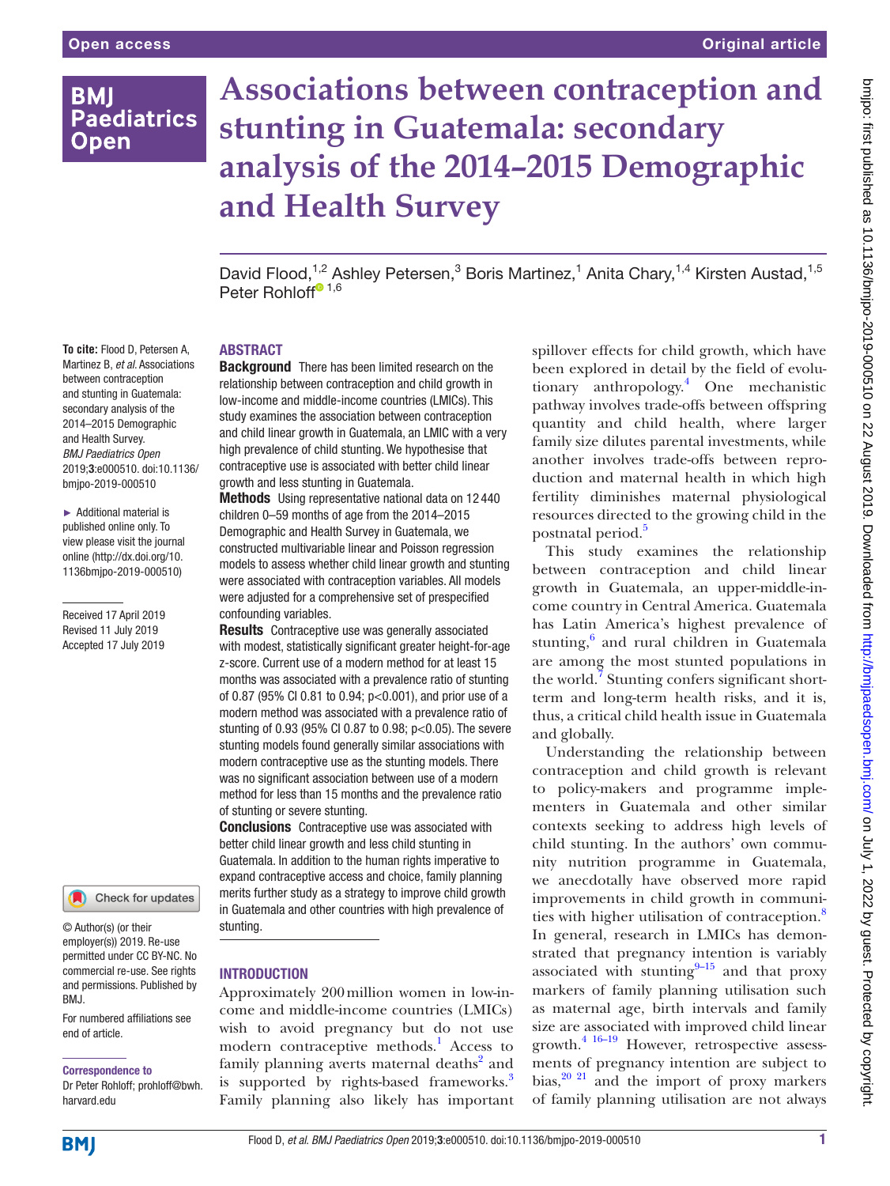# Associations between contraception and stunting in Guatemala: secondary analysis of the 2014–2015 Demographic and Health Survey

David Flood,[1,2] Ashley Petersen,[3] Boris Martinez,[1] Anita Chary,[1,4] Kirsten Austad,[1,5] Peter Rohloff[1,6]

**To cite:** Flood D, Petersen A, Martinez B, *et al*. Associations between contraception and stunting in Guatemala: secondary analysis of the 2014–2015 Demographic and Health Survey. *BMJ Paediatrics Open* 2019;**3**:e000510. doi:10.1136/bmjpo-2019-000510

► Additional material is published online only. To view please visit the journal online (http://dx.doi.org/10.1136bmjpo-2019-000510)

Received 17 April 2019
Revised 11 July 2019
Accepted 17 July 2019

© Author(s) (or their employer(s)) 2019. Re-use permitted under CC BY-NC. No commercial re-use. See rights and permissions. Published by BMJ.

For numbered affiliations see end of article.

**Correspondence to**
Dr Peter Rohloff; prohloff@bwh.harvard.edu

## ABSTRACT

**Background** There has been limited research on the relationship between contraception and child growth in low-income and middle-income countries (LMICs). This study examines the association between contraception and child linear growth in Guatemala, an LMIC with a very high prevalence of child stunting. We hypothesise that contraceptive use is associated with better child linear growth and less stunting in Guatemala.

**Methods** Using representative national data on 12 440 children 0–59 months of age from the 2014–2015 Demographic and Health Survey in Guatemala, we constructed multivariable linear and Poisson regression models to assess whether child linear growth and stunting were associated with contraception variables. All models were adjusted for a comprehensive set of prespecified confounding variables.

**Results** Contraceptive use was generally associated with modest, statistically significant greater height-for-age z-score. Current use of a modern method for at least 15 months was associated with a prevalence ratio of stunting of 0.87 (95% CI 0.81 to 0.94; $p<0.001$), and prior use of a modern method was associated with a prevalence ratio of stunting of 0.93 (95% CI 0.87 to 0.98; $p<0.05$). The severe stunting models found generally similar associations with modern contraceptive use as the stunting models. There was no significant association between use of a modern method for less than 15 months and the prevalence ratio of stunting or severe stunting.

**Conclusions** Contraceptive use was associated with better child linear growth and less child stunting in Guatemala. In addition to the human rights imperative to expand contraceptive access and choice, family planning merits further study as a strategy to improve child growth in Guatemala and other countries with high prevalence of stunting.

## INTRODUCTION

Approximately 200 million women in low-income and middle-income countries (LMICs) wish to avoid pregnancy but do not use modern contraceptive methods.[1] Access to family planning averts maternal deaths[2] and is supported by rights-based frameworks.[3] Family planning also likely has important spillover effects for child growth, which have been explored in detail by the field of evolutionary anthropology.[4] One mechanistic pathway involves trade-offs between offspring quantity and child health, where larger family size dilutes parental investments, while another involves trade-offs between reproduction and maternal health in which high fertility diminishes maternal physiological resources directed to the growing child in the postnatal period.[5]

This study examines the relationship between contraception and child linear growth in Guatemala, an upper-middle-income country in Central America. Guatemala has Latin America's highest prevalence of stunting,[6] and rural children in Guatemala are among the most stunted populations in the world.[7] Stunting confers significant short-term and long-term health risks, and it is, thus, a critical child health issue in Guatemala and globally.

Understanding the relationship between contraception and child growth is relevant to policy-makers and programme implementers in Guatemala and other similar contexts seeking to address high levels of child stunting. In the authors' own community nutrition programme in Guatemala, we anecdotally have observed more rapid improvements in child growth in communities with higher utilisation of contraception.[8] In general, research in LMICs has demonstrated that pregnancy intention is variably associated with stunting[9–15] and that proxy markers of family planning utilisation such as maternal age, birth intervals and family size are associated with improved child linear growth.[4 16–19] However, retrospective assessments of pregnancy intention are subject to bias,[20 21] and the import of proxy markers of family planning utilisation are not always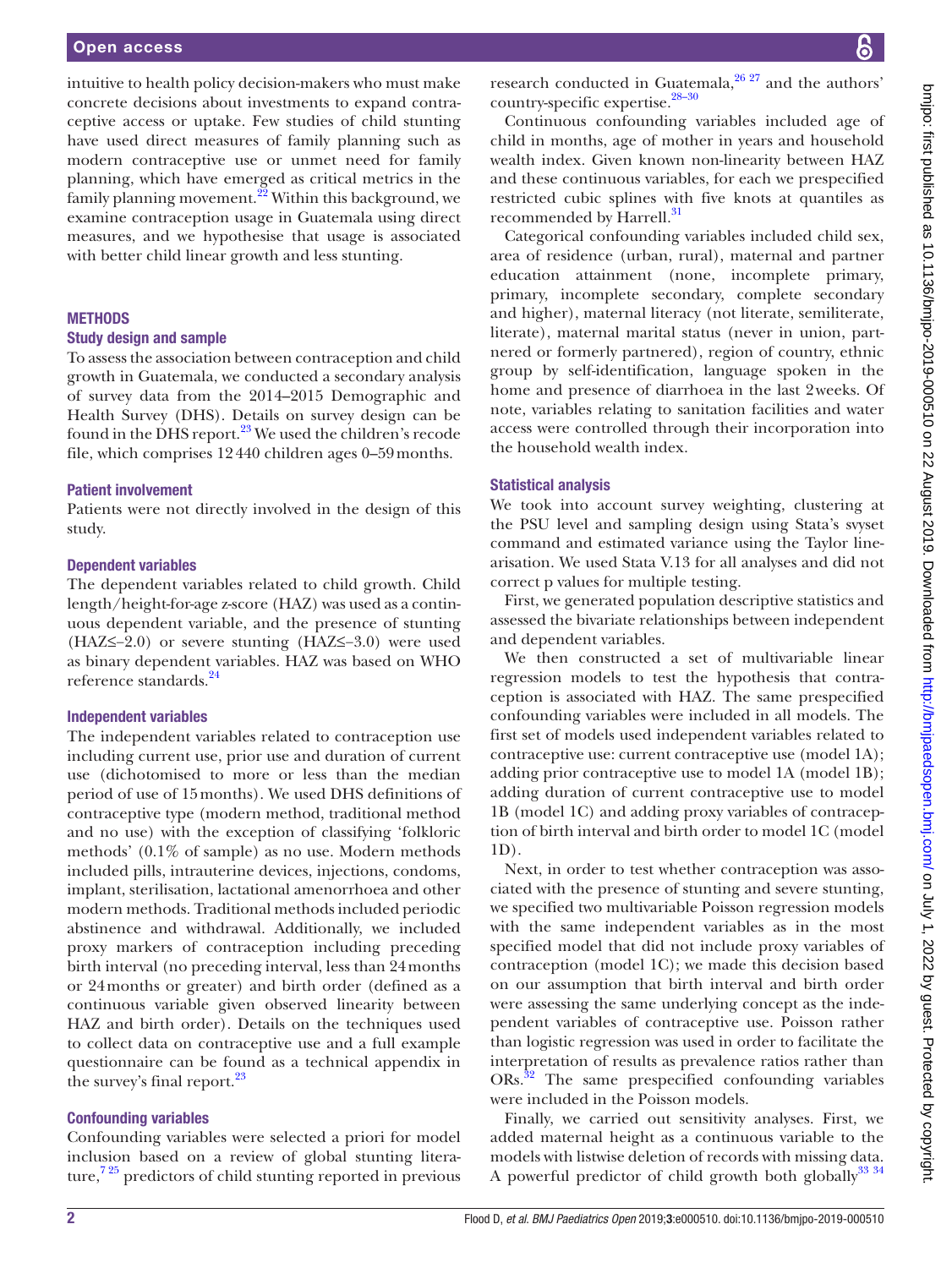intuitive to health policy decision-makers who must make concrete decisions about investments to expand contraceptive access or uptake. Few studies of child stunting have used direct measures of family planning such as modern contraceptive use or unmet need for family planning, which have emerged as critical metrics in the family planning movement.[22] Within this background, we examine contraception usage in Guatemala using direct measures, and we hypothesise that usage is associated with better child linear growth and less stunting.

## METHODS

### Study design and sample

To assess the association between contraception and child growth in Guatemala, we conducted a secondary analysis of survey data from the 2014–2015 Demographic and Health Survey (DHS). Details on survey design can be found in the DHS report.[23] We used the children's recode file, which comprises 12 440 children ages 0–59 months.

### Patient involvement

Patients were not directly involved in the design of this study.

### Dependent variables

The dependent variables related to child growth. Child length/height-for-age z-score (HAZ) was used as a continuous dependent variable, and the presence of stunting (HAZ≤−2.0) or severe stunting (HAZ≤−3.0) were used as binary dependent variables. HAZ was based on WHO reference standards.[24]

### Independent variables

The independent variables related to contraception use including current use, prior use and duration of current use (dichotomised to more or less than the median period of use of 15 months). We used DHS definitions of contraceptive type (modern method, traditional method and no use) with the exception of classifying 'folkloric methods' (0.1% of sample) as no use. Modern methods included pills, intrauterine devices, injections, condoms, implant, sterilisation, lactational amenorrhoea and other modern methods. Traditional methods included periodic abstinence and withdrawal. Additionally, we included proxy markers of contraception including preceding birth interval (no preceding interval, less than 24 months or 24 months or greater) and birth order (defined as a continuous variable given observed linearity between HAZ and birth order). Details on the techniques used to collect data on contraceptive use and a full example questionnaire can be found as a technical appendix in the survey's final report.[23]

### Confounding variables

Confounding variables were selected a priori for model inclusion based on a review of global stunting literature,[7,25] predictors of child stunting reported in previous research conducted in Guatemala,[26,27] and the authors' country-specific expertise.[28–30]

Continuous confounding variables included age of child in months, age of mother in years and household wealth index. Given known non-linearity between HAZ and these continuous variables, for each we prespecified restricted cubic splines with five knots at quantiles as recommended by Harrell.[31]

Categorical confounding variables included child sex, area of residence (urban, rural), maternal and partner education attainment (none, incomplete primary, primary, incomplete secondary, complete secondary and higher), maternal literacy (not literate, semiliterate, literate), maternal marital status (never in union, partnered or formerly partnered), region of country, ethnic group by self-identification, language spoken in the home and presence of diarrhoea in the last 2 weeks. Of note, variables relating to sanitation facilities and water access were controlled through their incorporation into the household wealth index.

### Statistical analysis

We took into account survey weighting, clustering at the PSU level and sampling design using Stata's svyset command and estimated variance using the Taylor linearisation. We used Stata V.13 for all analyses and did not correct p values for multiple testing.

First, we generated population descriptive statistics and assessed the bivariate relationships between independent and dependent variables.

We then constructed a set of multivariable linear regression models to test the hypothesis that contraception is associated with HAZ. The same prespecified confounding variables were included in all models. The first set of models used independent variables related to contraceptive use: current contraceptive use (model 1A); adding prior contraceptive use to model 1A (model 1B); adding duration of current contraceptive use to model 1B (model 1C) and adding proxy variables of contraception of birth interval and birth order to model 1C (model 1D).

Next, in order to test whether contraception was associated with the presence of stunting and severe stunting, we specified two multivariable Poisson regression models with the same independent variables as in the most specified model that did not include proxy variables of contraception (model 1C); we made this decision based on our assumption that birth interval and birth order were assessing the same underlying concept as the independent variables of contraceptive use. Poisson rather than logistic regression was used in order to facilitate the interpretation of results as prevalence ratios rather than ORs.[32] The same prespecified confounding variables were included in the Poisson models.

Finally, we carried out sensitivity analyses. First, we added maternal height as a continuous variable to the models with listwise deletion of records with missing data. A powerful predictor of child growth both globally[33,34]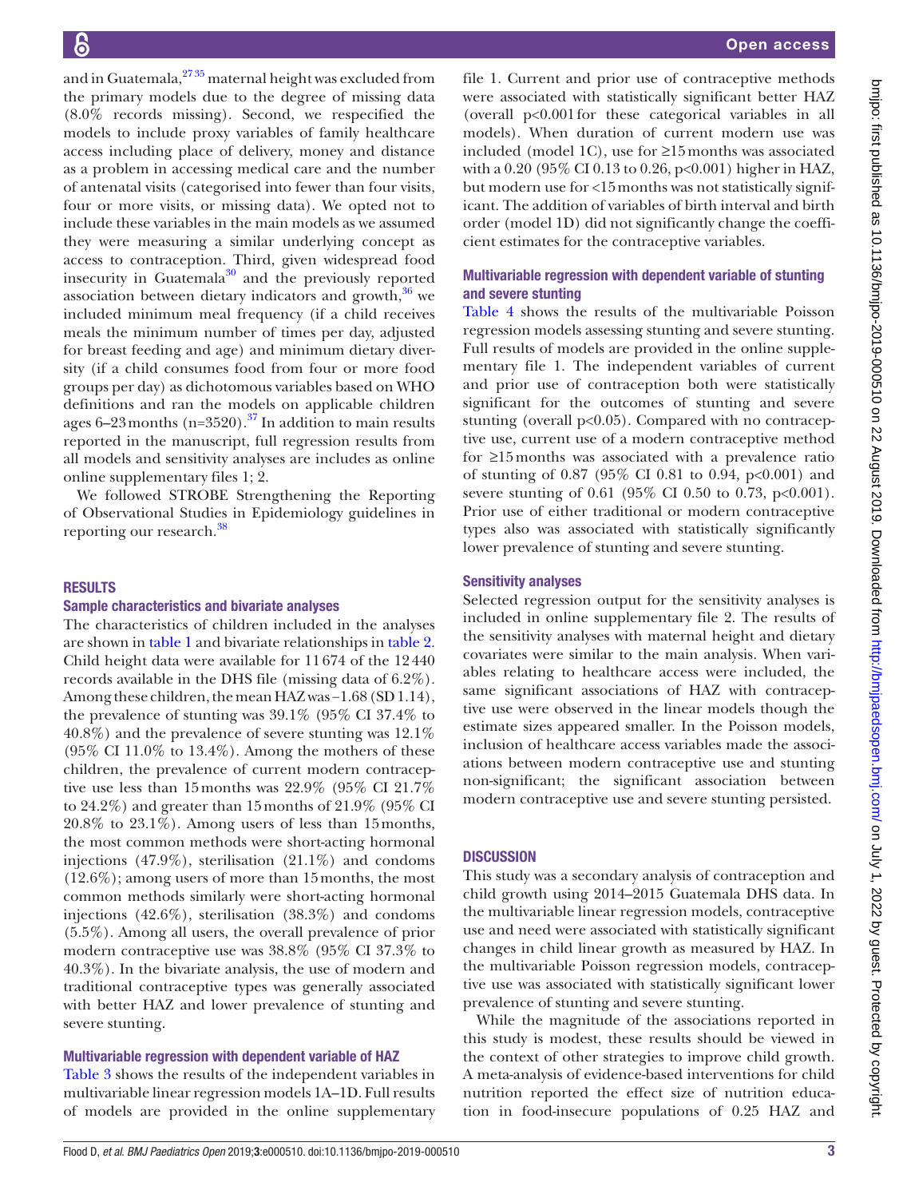and in Guatemala,[27 35] maternal height was excluded from the primary models due to the degree of missing data (8.0% records missing). Second, we respecified the models to include proxy variables of family healthcare access including place of delivery, money and distance as a problem in accessing medical care and the number of antenatal visits (categorised into fewer than four visits, four or more visits, or missing data). We opted not to include these variables in the main models as we assumed they were measuring a similar underlying concept as access to contraception. Third, given widespread food insecurity in Guatemala[30] and the previously reported association between dietary indicators and growth,[36] we included minimum meal frequency (if a child receives meals the minimum number of times per day, adjusted for breast feeding and age) and minimum dietary diversity (if a child consumes food from four or more food groups per day) as dichotomous variables based on WHO definitions and ran the models on applicable children ages 6–23 months (n=3520).[37] In addition to main results reported in the manuscript, full regression results from all models and sensitivity analyses are includes as online online supplementary files 1; 2.

We followed STROBE Strengthening the Reporting of Observational Studies in Epidemiology guidelines in reporting our research.[38]

## RESULTS

### Sample characteristics and bivariate analyses

The characteristics of children included in the analyses are shown in table 1 and bivariate relationships in table 2. Child height data were available for 11 674 of the 12 440 records available in the DHS file (missing data of 6.2%). Among these children, the mean HAZ was −1.68 (SD 1.14), the prevalence of stunting was 39.1% (95% CI 37.4% to 40.8%) and the prevalence of severe stunting was 12.1% (95% CI 11.0% to 13.4%). Among the mothers of these children, the prevalence of current modern contraceptive use less than 15 months was 22.9% (95% CI 21.7% to 24.2%) and greater than 15 months of 21.9% (95% CI 20.8% to 23.1%). Among users of less than 15 months, the most common methods were short-acting hormonal injections (47.9%), sterilisation (21.1%) and condoms (12.6%); among users of more than 15 months, the most common methods similarly were short-acting hormonal injections (42.6%), sterilisation (38.3%) and condoms (5.5%). Among all users, the overall prevalence of prior modern contraceptive use was 38.8% (95% CI 37.3% to 40.3%). In the bivariate analysis, the use of modern and traditional contraceptive types was generally associated with better HAZ and lower prevalence of stunting and severe stunting.

### Multivariable regression with dependent variable of HAZ

Table 3 shows the results of the independent variables in multivariable linear regression models 1A–1D. Full results of models are provided in the online supplementary file 1. Current and prior use of contraceptive methods were associated with statistically significant better HAZ (overall p<0.001 for these categorical variables in all models). When duration of current modern use was included (model 1C), use for ≥15 months was associated with a 0.20 (95% CI 0.13 to 0.26, p<0.001) higher in HAZ, but modern use for <15 months was not statistically significant. The addition of variables of birth interval and birth order (model 1D) did not significantly change the coefficient estimates for the contraceptive variables.

### Multivariable regression with dependent variable of stunting and severe stunting

Table 4 shows the results of the multivariable Poisson regression models assessing stunting and severe stunting. Full results of models are provided in the online supplementary file 1. The independent variables of current and prior use of contraception both were statistically significant for the outcomes of stunting and severe stunting (overall p<0.05). Compared with no contraceptive use, current use of a modern contraceptive method for ≥15 months was associated with a prevalence ratio of stunting of 0.87 (95% CI 0.81 to 0.94, p<0.001) and severe stunting of 0.61 (95% CI 0.50 to 0.73, p<0.001). Prior use of either traditional or modern contraceptive types also was associated with statistically significantly lower prevalence of stunting and severe stunting.

### Sensitivity analyses

Selected regression output for the sensitivity analyses is included in online supplementary file 2. The results of the sensitivity analyses with maternal height and dietary covariates were similar to the main analysis. When variables relating to healthcare access were included, the same significant associations of HAZ with contraceptive use were observed in the linear models though the estimate sizes appeared smaller. In the Poisson models, inclusion of healthcare access variables made the associations between modern contraceptive use and stunting non-significant; the significant association between modern contraceptive use and severe stunting persisted.

## DISCUSSION

This study was a secondary analysis of contraception and child growth using 2014–2015 Guatemala DHS data. In the multivariable linear regression models, contraceptive use and need were associated with statistically significant changes in child linear growth as measured by HAZ. In the multivariable Poisson regression models, contraceptive use was associated with statistically significant lower prevalence of stunting and severe stunting.

While the magnitude of the associations reported in this study is modest, these results should be viewed in the context of other strategies to improve child growth. A meta-analysis of evidence-based interventions for child nutrition reported the effect size of nutrition education in food-insecure populations of 0.25 HAZ and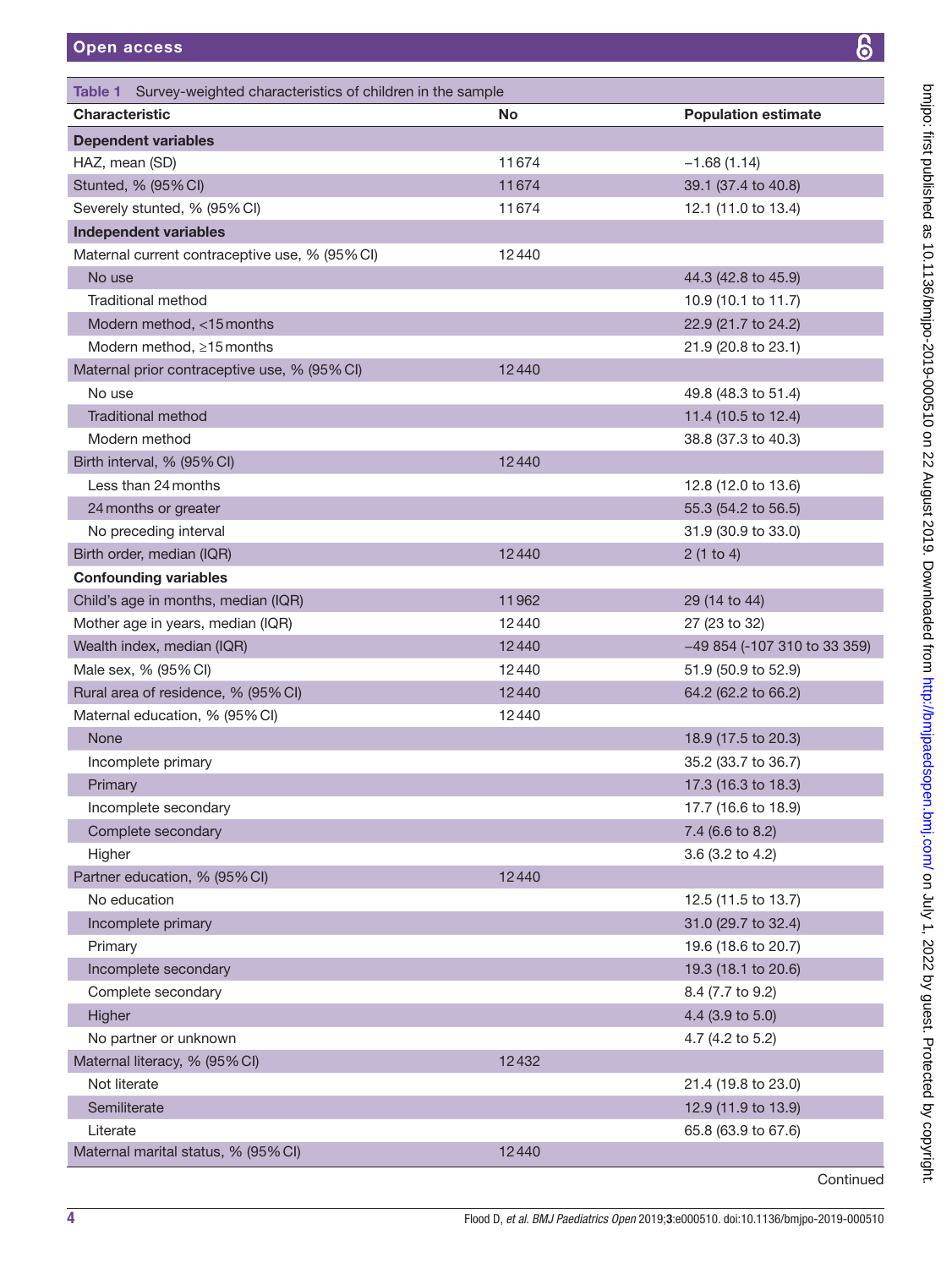**Table 1** Survey-weighted characteristics of children in the sample

| Characteristic | No | Population estimate |
|---|---|---|
| **Dependent variables** | | |
| HAZ, mean (SD) | 11674 | −1.68 (1.14) |
| Stunted, % (95% CI) | 11674 | 39.1 (37.4 to 40.8) |
| Severely stunted, % (95% CI) | 11674 | 12.1 (11.0 to 13.4) |
| **Independent variables** | | |
| Maternal current contraceptive use, % (95% CI) | 12440 | |
| No use | | 44.3 (42.8 to 45.9) |
| Traditional method | | 10.9 (10.1 to 11.7) |
| Modern method, <15 months | | 22.9 (21.7 to 24.2) |
| Modern method, ≥15 months | | 21.9 (20.8 to 23.1) |
| Maternal prior contraceptive use, % (95% CI) | 12440 | |
| No use | | 49.8 (48.3 to 51.4) |
| Traditional method | | 11.4 (10.5 to 12.4) |
| Modern method | | 38.8 (37.3 to 40.3) |
| Birth interval, % (95% CI) | 12440 | |
| Less than 24 months | | 12.8 (12.0 to 13.6) |
| 24 months or greater | | 55.3 (54.2 to 56.5) |
| No preceding interval | | 31.9 (30.9 to 33.0) |
| Birth order, median (IQR) | 12440 | 2 (1 to 4) |
| **Confounding variables** | | |
| Child's age in months, median (IQR) | 11962 | 29 (14 to 44) |
| Mother age in years, median (IQR) | 12440 | 27 (23 to 32) |
| Wealth index, median (IQR) | 12440 | −49 854 (-107 310 to 33 359) |
| Male sex, % (95% CI) | 12440 | 51.9 (50.9 to 52.9) |
| Rural area of residence, % (95% CI) | 12440 | 64.2 (62.2 to 66.2) |
| Maternal education, % (95% CI) | 12440 | |
| None | | 18.9 (17.5 to 20.3) |
| Incomplete primary | | 35.2 (33.7 to 36.7) |
| Primary | | 17.3 (16.3 to 18.3) |
| Incomplete secondary | | 17.7 (16.6 to 18.9) |
| Complete secondary | | 7.4 (6.6 to 8.2) |
| Higher | | 3.6 (3.2 to 4.2) |
| Partner education, % (95% CI) | 12440 | |
| No education | | 12.5 (11.5 to 13.7) |
| Incomplete primary | | 31.0 (29.7 to 32.4) |
| Primary | | 19.6 (18.6 to 20.7) |
| Incomplete secondary | | 19.3 (18.1 to 20.6) |
| Complete secondary | | 8.4 (7.7 to 9.2) |
| Higher | | 4.4 (3.9 to 5.0) |
| No partner or unknown | | 4.7 (4.2 to 5.2) |
| Maternal literacy, % (95% CI) | 12432 | |
| Not literate | | 21.4 (19.8 to 23.0) |
| Semiliterate | | 12.9 (11.9 to 13.9) |
| Literate | | 65.8 (63.9 to 67.6) |
| Maternal marital status, % (95% CI) | 12440 | |

Continued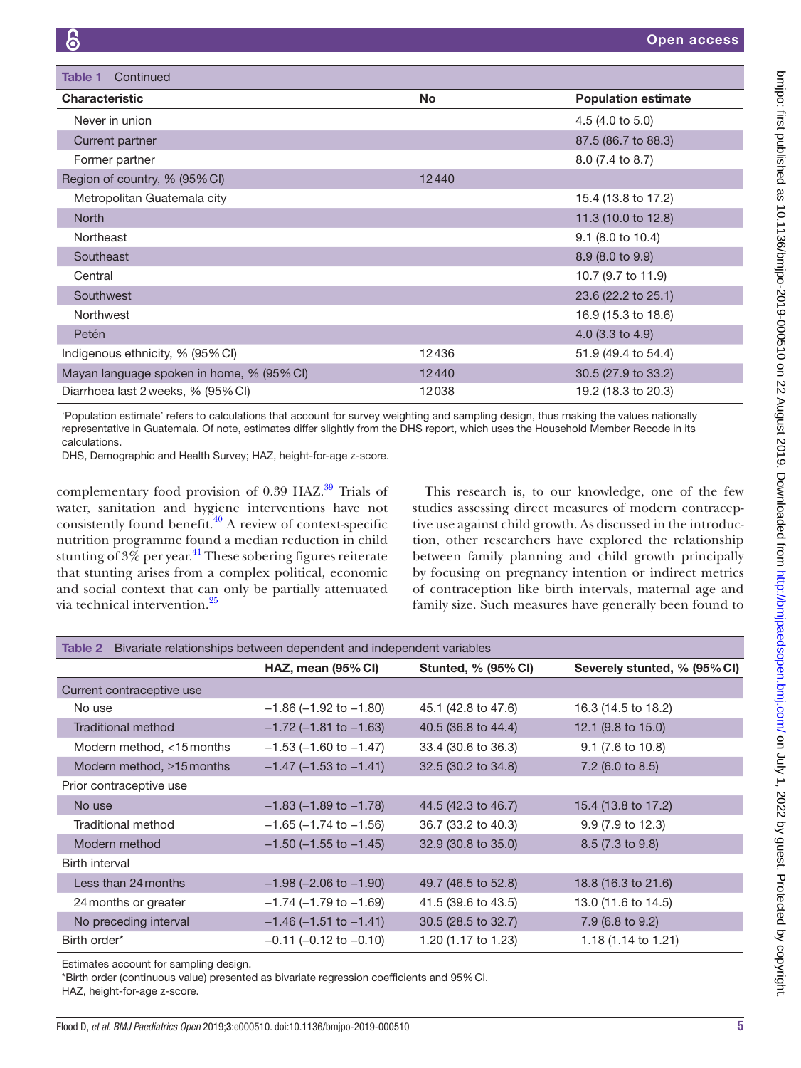**Table 1** Continued

| Characteristic | No | Population estimate |
|---|---|---|
| Never in union | | 4.5 (4.0 to 5.0) |
| Current partner | | 87.5 (86.7 to 88.3) |
| Former partner | | 8.0 (7.4 to 8.7) |
| Region of country, % (95% CI) | 12440 | |
| Metropolitan Guatemala city | | 15.4 (13.8 to 17.2) |
| North | | 11.3 (10.0 to 12.8) |
| Northeast | | 9.1 (8.0 to 10.4) |
| Southeast | | 8.9 (8.0 to 9.9) |
| Central | | 10.7 (9.7 to 11.9) |
| Southwest | | 23.6 (22.2 to 25.1) |
| Northwest | | 16.9 (15.3 to 18.6) |
| Petén | | 4.0 (3.3 to 4.9) |
| Indigenous ethnicity, % (95% CI) | 12436 | 51.9 (49.4 to 54.4) |
| Mayan language spoken in home, % (95% CI) | 12440 | 30.5 (27.9 to 33.2) |
| Diarrhoea last 2 weeks, % (95% CI) | 12038 | 19.2 (18.3 to 20.3) |

'Population estimate' refers to calculations that account for survey weighting and sampling design, thus making the values nationally representative in Guatemala. Of note, estimates differ slightly from the DHS report, which uses the Household Member Recode in its calculations.

DHS, Demographic and Health Survey; HAZ, height-for-age z-score.

complementary food provision of 0.39 HAZ.[39] Trials of water, sanitation and hygiene interventions have not consistently found benefit.[40] A review of context-specific nutrition programme found a median reduction in child stunting of 3% per year.[41] These sobering figures reiterate that stunting arises from a complex political, economic and social context that can only be partially attenuated via technical intervention.[25]

This research is, to our knowledge, one of the few studies assessing direct measures of modern contraceptive use against child growth. As discussed in the introduction, other researchers have explored the relationship between family planning and child growth principally by focusing on pregnancy intention or indirect metrics of contraception like birth intervals, maternal age and family size. Such measures have generally been found to

**Table 2** Bivariate relationships between dependent and independent variables

| | HAZ, mean (95% CI) | Stunted, % (95% CI) | Severely stunted, % (95% CI) |
|---|---|---|---|
| Current contraceptive use | | | |
| No use | −1.86 (−1.92 to −1.80) | 45.1 (42.8 to 47.6) | 16.3 (14.5 to 18.2) |
| Traditional method | −1.72 (−1.81 to −1.63) | 40.5 (36.8 to 44.4) | 12.1 (9.8 to 15.0) |
| Modern method, <15 months | −1.53 (−1.60 to −1.47) | 33.4 (30.6 to 36.3) | 9.1 (7.6 to 10.8) |
| Modern method, ≥15 months | −1.47 (−1.53 to −1.41) | 32.5 (30.2 to 34.8) | 7.2 (6.0 to 8.5) |
| Prior contraceptive use | | | |
| No use | −1.83 (−1.89 to −1.78) | 44.5 (42.3 to 46.7) | 15.4 (13.8 to 17.2) |
| Traditional method | −1.65 (−1.74 to −1.56) | 36.7 (33.2 to 40.3) | 9.9 (7.9 to 12.3) |
| Modern method | −1.50 (−1.55 to −1.45) | 32.9 (30.8 to 35.0) | 8.5 (7.3 to 9.8) |
| Birth interval | | | |
| Less than 24 months | −1.98 (−2.06 to −1.90) | 49.7 (46.5 to 52.8) | 18.8 (16.3 to 21.6) |
| 24 months or greater | −1.74 (−1.79 to −1.69) | 41.5 (39.6 to 43.5) | 13.0 (11.6 to 14.5) |
| No preceding interval | −1.46 (−1.51 to −1.41) | 30.5 (28.5 to 32.7) | 7.9 (6.8 to 9.2) |
| Birth order* | −0.11 (−0.12 to −0.10) | 1.20 (1.17 to 1.23) | 1.18 (1.14 to 1.21) |

Estimates account for sampling design.

*Birth order (continuous value) presented as bivariate regression coefficients and 95% CI.

HAZ, height-for-age z-score.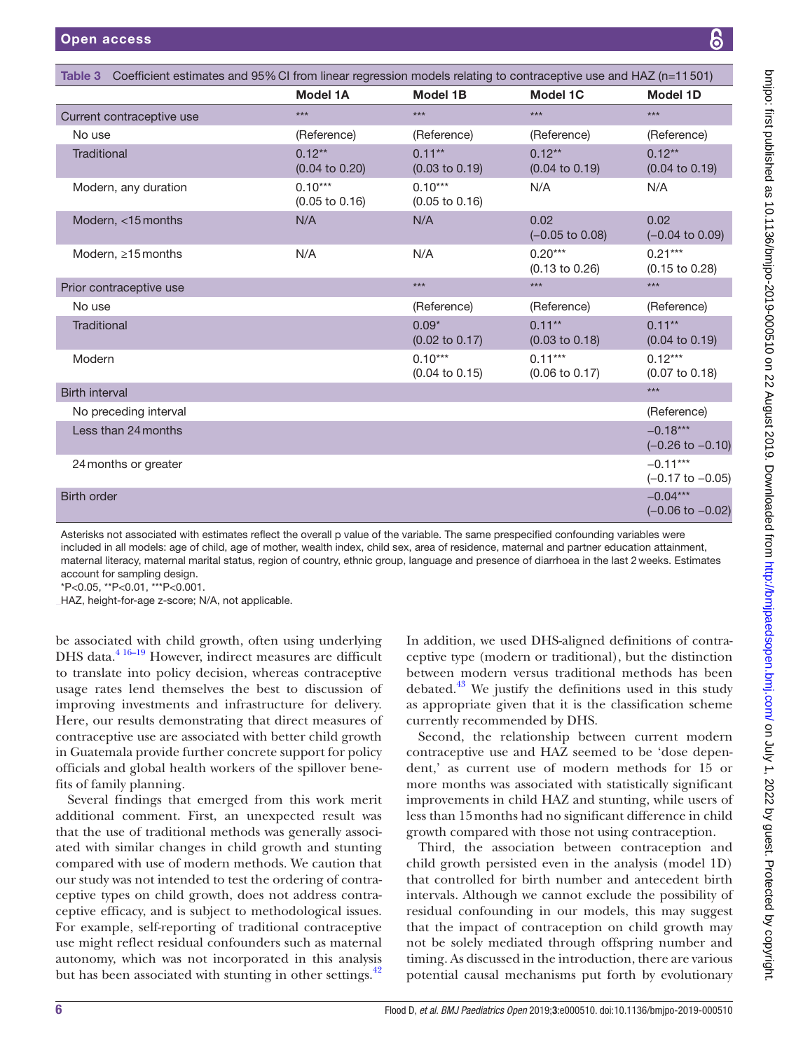Table 3 Coefficient estimates and 95% CI from linear regression models relating to contraceptive use and HAZ (n=11 501)

| | Model 1A | Model 1B | Model 1C | Model 1D |
|---|---|---|---|---|
| Current contraceptive use | *** | *** | *** | *** |
| No use | (Reference) | (Reference) | (Reference) | (Reference) |
| Traditional | 0.12** (0.04 to 0.20) | 0.11** (0.03 to 0.19) | 0.12** (0.04 to 0.19) | 0.12** (0.04 to 0.19) |
| Modern, any duration | 0.10*** (0.05 to 0.16) | 0.10*** (0.05 to 0.16) | N/A | N/A |
| Modern, <15 months | N/A | N/A | 0.02 (−0.05 to 0.08) | 0.02 (−0.04 to 0.09) |
| Modern, ≥15 months | N/A | N/A | 0.20*** (0.13 to 0.26) | 0.21*** (0.15 to 0.28) |
| Prior contraceptive use | | *** | *** | *** |
| No use | | (Reference) | (Reference) | (Reference) |
| Traditional | | 0.09* (0.02 to 0.17) | 0.11** (0.03 to 0.18) | 0.11** (0.04 to 0.19) |
| Modern | | 0.10*** (0.04 to 0.15) | 0.11*** (0.06 to 0.17) | 0.12*** (0.07 to 0.18) |
| Birth interval | | | | *** |
| No preceding interval | | | | (Reference) |
| Less than 24 months | | | | −0.18*** (−0.26 to −0.10) |
| 24 months or greater | | | | −0.11*** (−0.17 to −0.05) |
| Birth order | | | | −0.04*** (−0.06 to −0.02) |

Asterisks not associated with estimates reflect the overall p value of the variable. The same prespecified confounding variables were included in all models: age of child, age of mother, wealth index, child sex, area of residence, maternal and partner education attainment, maternal literacy, maternal marital status, region of country, ethnic group, language and presence of diarrhoea in the last 2 weeks. Estimates account for sampling design.

*P<0.05, **P<0.01, ***P<0.001.

HAZ, height-for-age z-score; N/A, not applicable.

be associated with child growth, often using underlying DHS data.[4 16–19] However, indirect measures are difficult to translate into policy decision, whereas contraceptive usage rates lend themselves the best to discussion of improving investments and infrastructure for delivery. Here, our results demonstrating that direct measures of contraceptive use are associated with better child growth in Guatemala provide further concrete support for policy officials and global health workers of the spillover benefits of family planning.

Several findings that emerged from this work merit additional comment. First, an unexpected result was that the use of traditional methods was generally associated with similar changes in child growth and stunting compared with use of modern methods. We caution that our study was not intended to test the ordering of contraceptive types on child growth, does not address contraceptive efficacy, and is subject to methodological issues. For example, self-reporting of traditional contraceptive use might reflect residual confounders such as maternal autonomy, which was not incorporated in this analysis but has been associated with stunting in other settings.[42] In addition, we used DHS-aligned definitions of contraceptive type (modern or traditional), but the distinction between modern versus traditional methods has been debated.[43] We justify the definitions used in this study as appropriate given that it is the classification scheme currently recommended by DHS.

Second, the relationship between current modern contraceptive use and HAZ seemed to be 'dose dependent,' as current use of modern methods for 15 or more months was associated with statistically significant improvements in child HAZ and stunting, while users of less than 15 months had no significant difference in child growth compared with those not using contraception.

Third, the association between contraception and child growth persisted even in the analysis (model 1D) that controlled for birth number and antecedent birth intervals. Although we cannot exclude the possibility of residual confounding in our models, this may suggest that the impact of contraception on child growth may not be solely mediated through offspring number and timing. As discussed in the introduction, there are various potential causal mechanisms put forth by evolutionary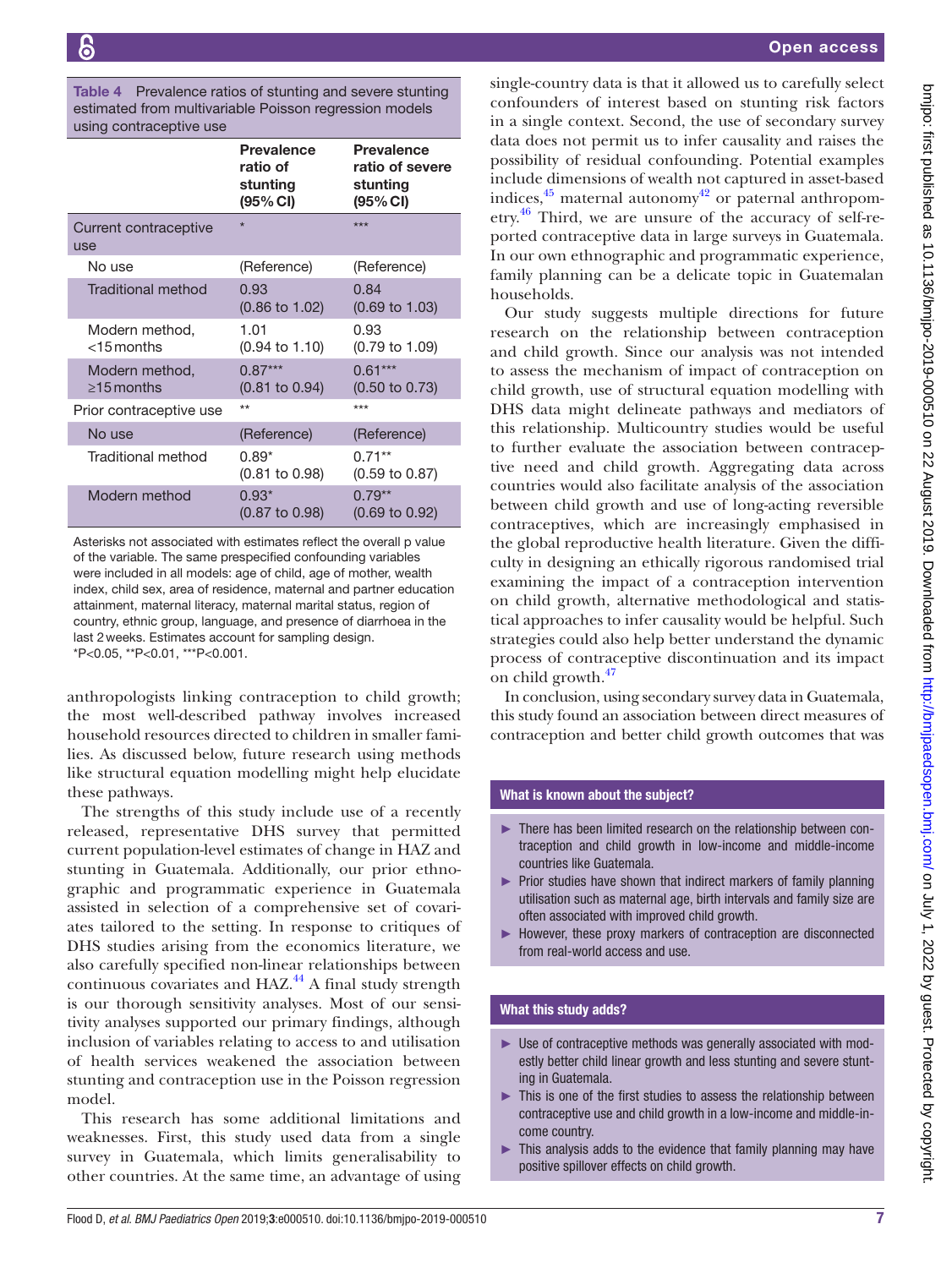**Table 4** Prevalence ratios of stunting and severe stunting estimated from multivariable Poisson regression models using contraceptive use

| | Prevalence ratio of stunting (95% CI) | Prevalence ratio of severe stunting (95% CI) |
|---|---|---|
| Current contraceptive use | * | *** |
| No use | (Reference) | (Reference) |
| Traditional method | 0.93 (0.86 to 1.02) | 0.84 (0.69 to 1.03) |
| Modern method, <15 months | 1.01 (0.94 to 1.10) | 0.93 (0.79 to 1.09) |
| Modern method, ≥15 months | 0.87*** (0.81 to 0.94) | 0.61*** (0.50 to 0.73) |
| Prior contraceptive use | ** | *** |
| No use | (Reference) | (Reference) |
| Traditional method | 0.89* (0.81 to 0.98) | 0.71** (0.59 to 0.87) |
| Modern method | 0.93* (0.87 to 0.98) | 0.79** (0.69 to 0.92) |

Asterisks not associated with estimates reflect the overall p value of the variable. The same prespecified confounding variables were included in all models: age of child, age of mother, wealth index, child sex, area of residence, maternal and partner education attainment, maternal literacy, maternal marital status, region of country, ethnic group, language, and presence of diarrhoea in the last 2 weeks. Estimates account for sampling design.
*P<0.05, **P<0.01, ***P<0.001.

anthropologists linking contraception to child growth; the most well-described pathway involves increased household resources directed to children in smaller families. As discussed below, future research using methods like structural equation modelling might help elucidate these pathways.

The strengths of this study include use of a recently released, representative DHS survey that permitted current population-level estimates of change in HAZ and stunting in Guatemala. Additionally, our prior ethnographic and programmatic experience in Guatemala assisted in selection of a comprehensive set of covariates tailored to the setting. In response to critiques of DHS studies arising from the economics literature, we also carefully specified non-linear relationships between continuous covariates and HAZ.[44] A final study strength is our thorough sensitivity analyses. Most of our sensitivity analyses supported our primary findings, although inclusion of variables relating to access to and utilisation of health services weakened the association between stunting and contraception use in the Poisson regression model.

This research has some additional limitations and weaknesses. First, this study used data from a single survey in Guatemala, which limits generalisability to other countries. At the same time, an advantage of using single-country data is that it allowed us to carefully select confounders of interest based on stunting risk factors in a single context. Second, the use of secondary survey data does not permit us to infer causality and raises the possibility of residual confounding. Potential examples include dimensions of wealth not captured in asset-based indices,[45] maternal autonomy[42] or paternal anthropometry.[46] Third, we are unsure of the accuracy of self-reported contraceptive data in large surveys in Guatemala. In our own ethnographic and programmatic experience, family planning can be a delicate topic in Guatemalan households.

Our study suggests multiple directions for future research on the relationship between contraception and child growth. Since our analysis was not intended to assess the mechanism of impact of contraception on child growth, use of structural equation modelling with DHS data might delineate pathways and mediators of this relationship. Multicountry studies would be useful to further evaluate the association between contraceptive need and child growth. Aggregating data across countries would also facilitate analysis of the association between child growth and use of long-acting reversible contraceptives, which are increasingly emphasised in the global reproductive health literature. Given the difficulty in designing an ethically rigorous randomised trial examining the impact of a contraception intervention on child growth, alternative methodological and statistical approaches to infer causality would be helpful. Such strategies could also help better understand the dynamic process of contraceptive discontinuation and its impact on child growth.[47]

In conclusion, using secondary survey data in Guatemala, this study found an association between direct measures of contraception and better child growth outcomes that was

### What is known about the subject?

- There has been limited research on the relationship between contraception and child growth in low-income and middle-income countries like Guatemala.
- Prior studies have shown that indirect markers of family planning utilisation such as maternal age, birth intervals and family size are often associated with improved child growth.
- However, these proxy markers of contraception are disconnected from real-world access and use.

### What this study adds?

- Use of contraceptive methods was generally associated with modestly better child linear growth and less stunting and severe stunting in Guatemala.
- This is one of the first studies to assess the relationship between contraceptive use and child growth in a low-income and middle-income country.
- This analysis adds to the evidence that family planning may have positive spillover effects on child growth.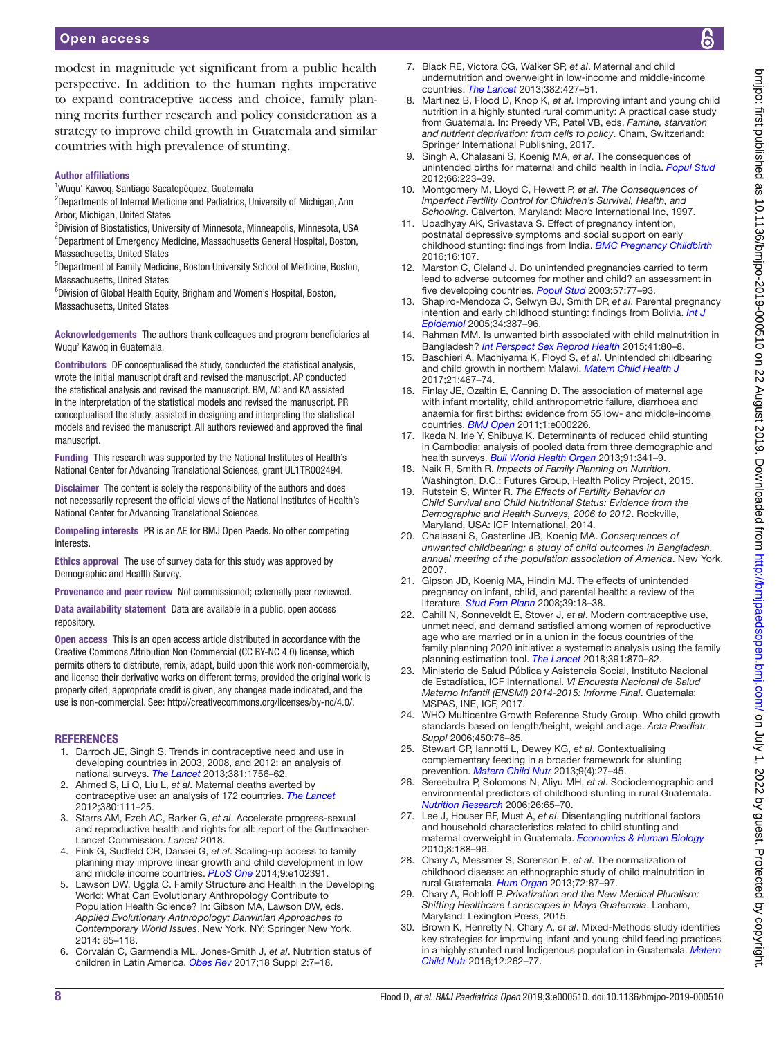modest in magnitude yet significant from a public health perspective. In addition to the human rights imperative to expand contraceptive access and choice, family planning merits further research and policy consideration as a strategy to improve child growth in Guatemala and similar countries with high prevalence of stunting.

**Author affiliations**

[1]Wuqu' Kawoq, Santiago Sacatepéquez, Guatemala
[2]Departments of Internal Medicine and Pediatrics, University of Michigan, Ann Arbor, Michigan, United States
[3]Division of Biostatistics, University of Minnesota, Minneapolis, Minnesota, USA
[4]Department of Emergency Medicine, Massachusetts General Hospital, Boston, Massachusetts, United States
[5]Department of Family Medicine, Boston University School of Medicine, Boston, Massachusetts, United States
[6]Division of Global Health Equity, Brigham and Women's Hospital, Boston, Massachusetts, United States

**Acknowledgements** The authors thank colleagues and program beneficiaries at Wuqu' Kawoq in Guatemala.

**Contributors** DF conceptualised the study, conducted the statistical analysis, wrote the initial manuscript draft and revised the manuscript. AP conducted the statistical analysis and revised the manuscript. BM, AC and KA assisted in the interpretation of the statistical models and revised the manuscript. PR conceptualised the study, assisted in designing and interpreting the statistical models and revised the manuscript. All authors reviewed and approved the final manuscript.

**Funding** This research was supported by the National Institutes of Health's National Center for Advancing Translational Sciences, grant UL1TR002494.

**Disclaimer** The content is solely the responsibility of the authors and does not necessarily represent the official views of the National Institutes of Health's National Center for Advancing Translational Sciences.

**Competing interests** PR is an AE for BMJ Open Paeds. No other competing interests.

**Ethics approval** The use of survey data for this study was approved by Demographic and Health Survey.

**Provenance and peer review** Not commissioned; externally peer reviewed.

**Data availability statement** Data are available in a public, open access repository.

**Open access** This is an open access article distributed in accordance with the Creative Commons Attribution Non Commercial (CC BY-NC 4.0) license, which permits others to distribute, remix, adapt, build upon this work non-commercially, and license their derivative works on different terms, provided the original work is properly cited, appropriate credit is given, any changes made indicated, and the use is non-commercial. See: http://creativecommons.org/licenses/by-nc/4.0/.

## REFERENCES

1. Darroch JE, Singh S. Trends in contraceptive need and use in developing countries in 2003, 2008, and 2012: an analysis of national surveys. *The Lancet* 2013;381:1756–62.
2. Ahmed S, Li Q, Liu L, *et al*. Maternal deaths averted by contraceptive use: an analysis of 172 countries. *The Lancet* 2012;380:111–25.
3. Starrs AM, Ezeh AC, Barker G, *et al*. Accelerate progress-sexual and reproductive health and rights for all: report of the Guttmacher-Lancet Commission. *Lancet* 2018.
4. Fink G, Sudfeld CR, Danaei G, *et al*. Scaling-up access to family planning may improve linear growth and child development in low and middle income countries. *PLoS One* 2014;9:e102391.
5. Lawson DW, Uggla C. Family Structure and Health in the Developing World: What Can Evolutionary Anthropology Contribute to Population Health Science? In: Gibson MA, Lawson DW, eds. *Applied Evolutionary Anthropology: Darwinian Approaches to Contemporary World Issues*. New York, NY: Springer New York, 2014: 85–118.
6. Corvalán C, Garmendia ML, Jones-Smith J, *et al*. Nutrition status of children in Latin America. *Obes Rev* 2017;18 Suppl 2:7–18.
7. Black RE, Victora CG, Walker SP, *et al*. Maternal and child undernutrition and overweight in low-income and middle-income countries. *The Lancet* 2013;382:427–51.
8. Martinez B, Flood D, Knop K, *et al*. Improving infant and young child nutrition in a highly stunted rural community: A practical case study from Guatemala. In: Preedy VR, Patel VB, eds. *Famine, starvation and nutrient deprivation: from cells to policy*. Cham, Switzerland: Springer International Publishing, 2017.
9. Singh A, Chalasani S, Koenig MA, *et al*. The consequences of unintended births for maternal and child health in India. *Popul Stud* 2012;66:223–39.
10. Montgomery M, Lloyd C, Hewett P, *et al*. *The Consequences of Imperfect Fertility Control for Children's Survival, Health, and Schooling*. Calverton, Maryland: Macro International Inc, 1997.
11. Upadhyay AK, Srivastava S. Effect of pregnancy intention, postnatal depressive symptoms and social support on early childhood stunting: findings from India. *BMC Pregnancy Childbirth* 2016;16:107.
12. Marston C, Cleland J. Do unintended pregnancies carried to term lead to adverse outcomes for mother and child? an assessment in five developing countries. *Popul Stud* 2003;57:77–93.
13. Shapiro-Mendoza C, Selwyn BJ, Smith DP, *et al*. Parental pregnancy intention and early childhood stunting: findings from Bolivia. *Int J Epidemiol* 2005;34:387–96.
14. Rahman MM. Is unwanted birth associated with child malnutrition in Bangladesh? *Int Perspect Sex Reprod Health* 2015;41:80–8.
15. Baschieri A, Machiyama K, Floyd S, *et al*. Unintended childbearing and child growth in northern Malawi. *Matern Child Health J* 2017;21:467–74.
16. Finlay JE, Ozaltin E, Canning D. The association of maternal age with infant mortality, child anthropometric failure, diarrhoea and anaemia for first births: evidence from 55 low- and middle-income countries. *BMJ Open* 2011;1:e000226.
17. Ikeda N, Irie Y, Shibuya K. Determinants of reduced child stunting in Cambodia: analysis of pooled data from three demographic and health surveys. *Bull World Health Organ* 2013;91:341–9.
18. Naik R, Smith R. *Impacts of Family Planning on Nutrition*. Washington, D.C.: Futures Group, Health Policy Project, 2015.
19. Rutstein S, Winter R. *The Effects of Fertility Behavior on Child Survival and Child Nutritional Status: Evidence from the Demographic and Health Surveys, 2006 to 2012*. Rockville, Maryland, USA: ICF International, 2014.
20. Chalasani S, Casterline JB, Koenig MA. *Consequences of unwanted childbearing: a study of child outcomes in Bangladesh. annual meeting of the population association of America*. New York, 2007.
21. Gipson JD, Koenig MA, Hindin MJ. The effects of unintended pregnancy on infant, child, and parental health: a review of the literature. *Stud Fam Plann* 2008;39:18–38.
22. Cahill N, Sonneveldt E, Stover J, *et al*. Modern contraceptive use, unmet need, and demand satisfied among women of reproductive age who are married or in a union in the focus countries of the family planning 2020 initiative: a systematic analysis using the family planning estimation tool. *The Lancet* 2018;391:870–82.
23. Ministerio de Salud Pública y Asistencia Social, Instituto Nacional de Estadística, ICF International. *VI Encuesta Nacional de Salud Materno Infantil (ENSMI) 2014-2015: Informe Final*. Guatemala: MSPAS, INE, ICF, 2017.
24. WHO Multicentre Growth Reference Study Group. Who child growth standards based on length/height, weight and age. *Acta Paediatr Suppl* 2006;450:76–85.
25. Stewart CP, Iannotti L, Dewey KG, *et al*. Contextualising complementary feeding in a broader framework for stunting prevention. *Matern Child Nutr* 2013;9(4):27–45.
26. Sereebutra P, Solomons N, Aliyu MH, *et al*. Sociodemographic and environmental predictors of childhood stunting in rural Guatemala. *Nutrition Research* 2006;26:65–70.
27. Lee J, Houser RF, Must A, *et al*. Disentangling nutritional factors and household characteristics related to child stunting and maternal overweight in Guatemala. *Economics & Human Biology* 2010;8:188–96.
28. Chary A, Messmer S, Sorenson E, *et al*. The normalization of childhood disease: an ethnographic study of child malnutrition in rural Guatemala. *Hum Organ* 2013;72:87–97.
29. Chary A, Rohloff P. *Privatization and the New Medical Pluralism: Shifting Healthcare Landscapes in Maya Guatemala*. Lanham, Maryland: Lexington Press, 2015.
30. Brown K, Henretty N, Chary A, *et al*. Mixed-Methods study identifies key strategies for improving infant and young child feeding practices in a highly stunted rural Indigenous population in Guatemala. *Matern Child Nutr* 2016;12:262–77.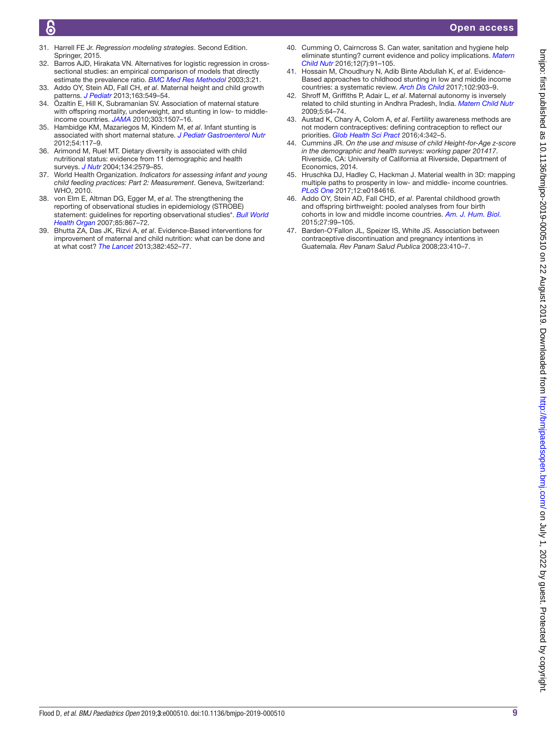31. Harrell FE Jr. *Regression modeling strategies*. Second Edition. Springer, 2015.
32. Barros AJD, Hirakata VN. Alternatives for logistic regression in cross-sectional studies: an empirical comparison of models that directly estimate the prevalence ratio. *BMC Med Res Methodol* 2003;3:21.
33. Addo OY, Stein AD, Fall CH, *et al*. Maternal height and child growth patterns. *J Pediatr* 2013;163:549–54.
34. Özaltin E, Hill K, Subramanian SV. Association of maternal stature with offspring mortality, underweight, and stunting in low- to middle-income countries. *JAMA* 2010;303:1507–16.
35. Hambidge KM, Mazariegos M, Kindem M, *et al*. Infant stunting is associated with short maternal stature. *J Pediatr Gastroenterol Nutr* 2012;54:117–9.
36. Arimond M, Ruel MT. Dietary diversity is associated with child nutritional status: evidence from 11 demographic and health surveys. *J Nutr* 2004;134:2579–85.
37. World Health Organization. *Indicators for assessing infant and young child feeding practices: Part 2: Measurement*. Geneva, Switzerland: WHO, 2010.
38. von Elm E, Altman DG, Egger M, *et al*. The strengthening the reporting of observational studies in epidemiology (STROBE) statement: guidelines for reporting observational studies*. *Bull World Health Organ* 2007;85:867–72.
39. Bhutta ZA, Das JK, Rizvi A, *et al*. Evidence-Based interventions for improvement of maternal and child nutrition: what can be done and at what cost? *The Lancet* 2013;382:452–77.
40. Cumming O, Cairncross S. Can water, sanitation and hygiene help eliminate stunting? current evidence and policy implications. *Matern Child Nutr* 2016;12(7):91–105.
41. Hossain M, Choudhury N, Adib Binte Abdullah K, *et al*. Evidence-Based approaches to childhood stunting in low and middle income countries: a systematic review. *Arch Dis Child* 2017;102:903–9.
42. Shroff M, Griffiths P, Adair L, *et al*. Maternal autonomy is inversely related to child stunting in Andhra Pradesh, India. *Matern Child Nutr* 2009;5:64–74.
43. Austad K, Chary A, Colom A, *et al*. Fertility awareness methods are not modern contraceptives: defining contraception to reflect our priorities. *Glob Health Sci Pract* 2016;4:342–5.
44. Cummins JR. *On the use and misuse of child Height-for-Age z-score in the demographic and health surveys: working paper 201417*. Riverside, CA: University of California at Riverside, Department of Economics, 2014.
45. Hruschka DJ, Hadley C, Hackman J. Material wealth in 3D: mapping multiple paths to prosperity in low- and middle- income countries. *PLoS One* 2017;12:e0184616.
46. Addo OY, Stein AD, Fall CHD, *et al*. Parental childhood growth and offspring birthweight: pooled analyses from four birth cohorts in low and middle income countries. *Am. J. Hum. Biol.* 2015;27:99–105.
47. Barden-O'Fallon JL, Speizer IS, White JS. Association between contraceptive discontinuation and pregnancy intentions in Guatemala. *Rev Panam Salud Publica* 2008;23:410–7.